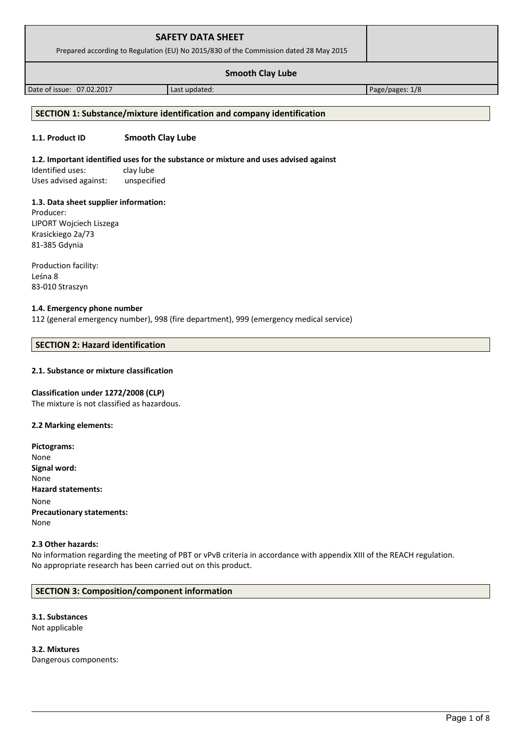| SAFETY DATA SHEET<br>Prepared according to Regulation (EU) No 2015/830 of the Commission dated 28 May 2015 | | |
|---|---|---|
| **Smooth Clay Lube** | | |
| Date of issue: 07.02.2017 | Last updated: | Page/pages: 1/8 |

## SECTION 1: Substance/mixture identification and company identification

**1.1. Product ID** **Smooth Clay Lube**

**1.2. Important identified uses for the substance or mixture and uses advised against**

Identified uses: clay lube
Uses advised against: unspecified

**1.3. Data sheet supplier information:**

Producer:
LIPORT Wojciech Liszega
Krasickiego 2a/73
81-385 Gdynia

Production facility:
Leśna 8
83-010 Straszyn

**1.4. Emergency phone number**

112 (general emergency number), 998 (fire department), 999 (emergency medical service)

## SECTION 2: Hazard identification

**2.1. Substance or mixture classification**

**Classification under 1272/2008 (CLP)**
The mixture is not classified as hazardous.

**2.2 Marking elements:**

**Pictograms:**
None
**Signal word:**
None
**Hazard statements:**
None
**Precautionary statements:**
None

**2.3 Other hazards:**

No information regarding the meeting of PBT or vPvB criteria in accordance with appendix XIII of the REACH regulation.
No appropriate research has been carried out on this product.

## SECTION 3: Composition/component information

**3.1. Substances**
Not applicable

**3.2. Mixtures**
Dangerous components: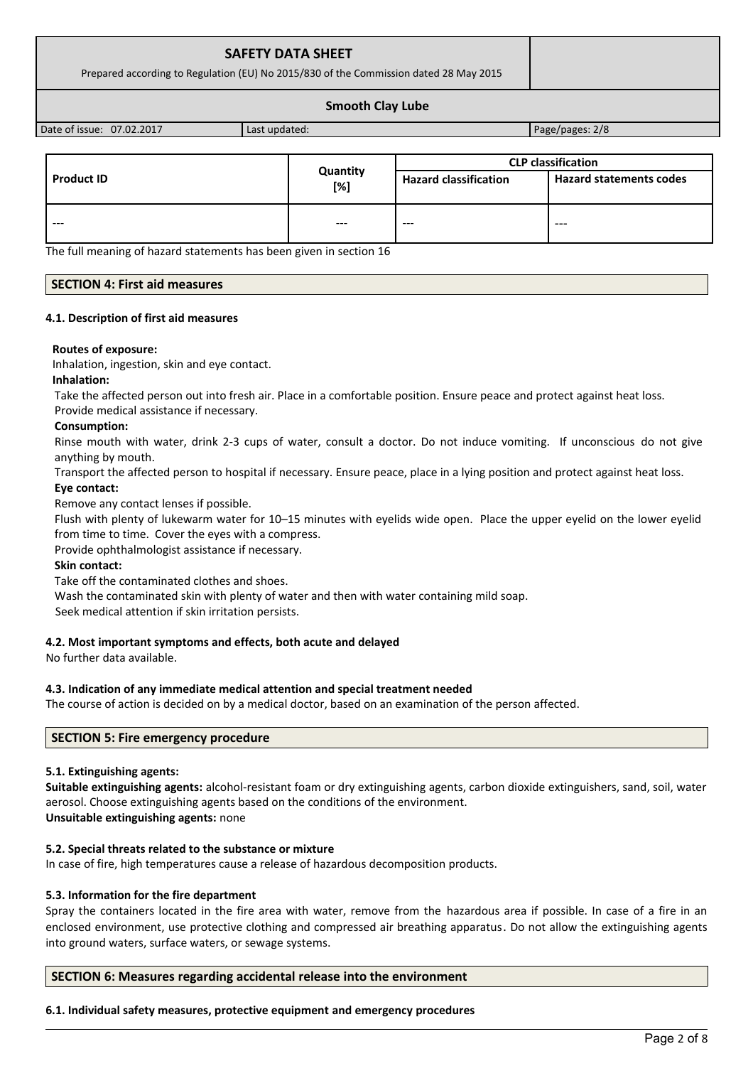| Product ID | Quantity [%] | CLP classification | |
|---|---|---|---|
| | | Hazard classification | Hazard statements codes |
| --- | --- | --- | --- |

The full meaning of hazard statements has been given in section 16

## SECTION 4: First aid measures

### 4.1. Description of first aid measures

**Routes of exposure:**

Inhalation, ingestion, skin and eye contact.

**Inhalation:**

Take the affected person out into fresh air. Place in a comfortable position. Ensure peace and protect against heat loss.
Provide medical assistance if necessary.

**Consumption:**

Rinse mouth with water, drink 2-3 cups of water, consult a doctor. Do not induce vomiting. If unconscious do not give anything by mouth.

Transport the affected person to hospital if necessary. Ensure peace, place in a lying position and protect against heat loss.

**Eye contact:**

Remove any contact lenses if possible.

Flush with plenty of lukewarm water for 10–15 minutes with eyelids wide open. Place the upper eyelid on the lower eyelid from time to time. Cover the eyes with a compress.

Provide ophthalmologist assistance if necessary.

**Skin contact:**

Take off the contaminated clothes and shoes.

Wash the contaminated skin with plenty of water and then with water containing mild soap.

Seek medical attention if skin irritation persists.

### 4.2. Most important symptoms and effects, both acute and delayed

No further data available.

### 4.3. Indication of any immediate medical attention and special treatment needed

The course of action is decided on by a medical doctor, based on an examination of the person affected.

## SECTION 5: Fire emergency procedure

### 5.1. Extinguishing agents:

**Suitable extinguishing agents:** alcohol-resistant foam or dry extinguishing agents, carbon dioxide extinguishers, sand, soil, water aerosol. Choose extinguishing agents based on the conditions of the environment.

**Unsuitable extinguishing agents:** none

### 5.2. Special threats related to the substance or mixture

In case of fire, high temperatures cause a release of hazardous decomposition products.

### 5.3. Information for the fire department

Spray the containers located in the fire area with water, remove from the hazardous area if possible. In case of a fire in an enclosed environment, use protective clothing and compressed air breathing apparatus. Do not allow the extinguishing agents into ground waters, surface waters, or sewage systems.

## SECTION 6: Measures regarding accidental release into the environment

### 6.1. Individual safety measures, protective equipment and emergency procedures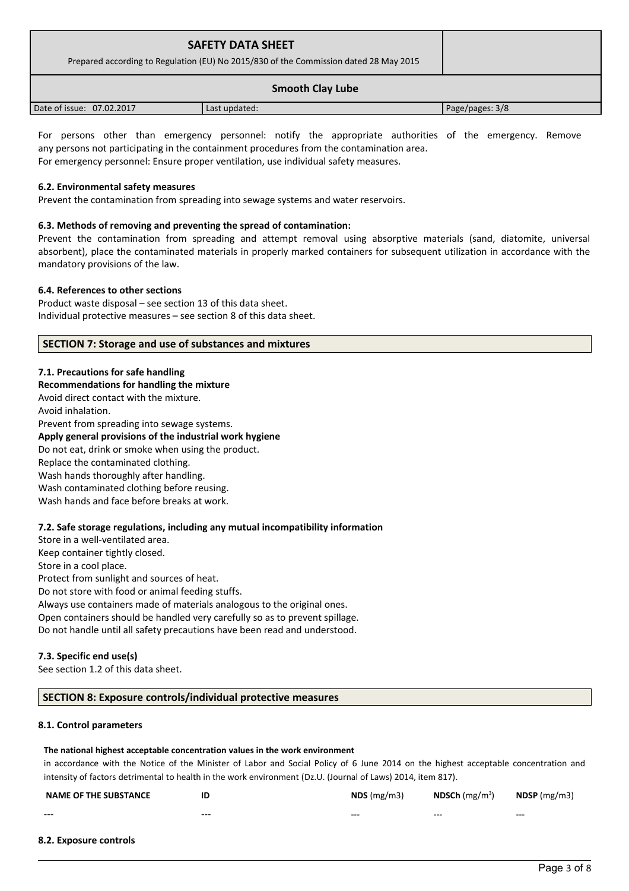For persons other than emergency personnel: notify the appropriate authorities of the emergency. Remove any persons not participating in the containment procedures from the contamination area.
For emergency personnel: Ensure proper ventilation, use individual safety measures.

**6.2. Environmental safety measures**

Prevent the contamination from spreading into sewage systems and water reservoirs.

**6.3. Methods of removing and preventing the spread of contamination:**

Prevent the contamination from spreading and attempt removal using absorptive materials (sand, diatomite, universal absorbent), place the contaminated materials in properly marked containers for subsequent utilization in accordance with the mandatory provisions of the law.

**6.4. References to other sections**

Product waste disposal – see section 13 of this data sheet.
Individual protective measures – see section 8 of this data sheet.

## SECTION 7: Storage and use of substances and mixtures

**7.1. Precautions for safe handling**

**Recommendations for handling the mixture**

Avoid direct contact with the mixture.
Avoid inhalation.
Prevent from spreading into sewage systems.

**Apply general provisions of the industrial work hygiene**

Do not eat, drink or smoke when using the product.
Replace the contaminated clothing.
Wash hands thoroughly after handling.
Wash contaminated clothing before reusing.
Wash hands and face before breaks at work.

**7.2. Safe storage regulations, including any mutual incompatibility information**

Store in a well-ventilated area.
Keep container tightly closed.
Store in a cool place.
Protect from sunlight and sources of heat.
Do not store with food or animal feeding stuffs.
Always use containers made of materials analogous to the original ones.
Open containers should be handled very carefully so as to prevent spillage.
Do not handle until all safety precautions have been read and understood.

**7.3. Specific end use(s)**

See section 1.2 of this data sheet.

## SECTION 8: Exposure controls/individual protective measures

**8.1. Control parameters**

**The national highest acceptable concentration values in the work environment**

in accordance with the Notice of the Minister of Labor and Social Policy of 6 June 2014 on the highest acceptable concentration and intensity of factors detrimental to health in the work environment (Dz.U. (Journal of Laws) 2014, item 817).

| NAME OF THE SUBSTANCE | ID | NDS (mg/m3) | NDSCh (mg/m$^3$) | NDSP (mg/m3) |
|---|---|---|---|---|
| --- | --- | --- | --- | --- |

**8.2. Exposure controls**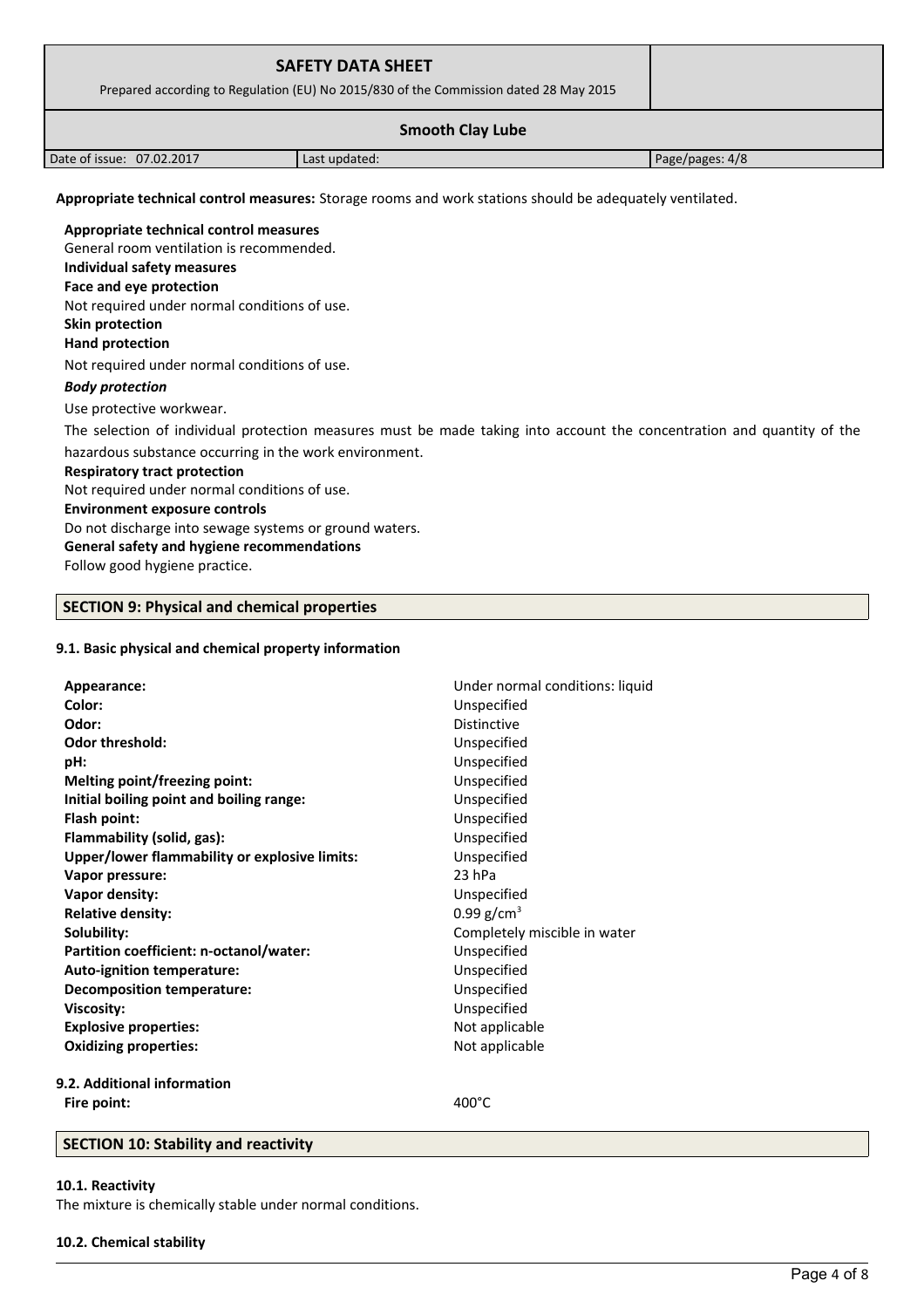**Appropriate technical control measures:** Storage rooms and work stations should be adequately ventilated.

**Appropriate technical control measures**
General room ventilation is recommended.
**Individual safety measures**
**Face and eye protection**
Not required under normal conditions of use.
**Skin protection**
**Hand protection**
Not required under normal conditions of use.
***Body protection***
Use protective workwear.
The selection of individual protection measures must be made taking into account the concentration and quantity of the hazardous substance occurring in the work environment.
**Respiratory tract protection**
Not required under normal conditions of use.
**Environment exposure controls**
Do not discharge into sewage systems or ground waters.
**General safety and hygiene recommendations**
Follow good hygiene practice.

## SECTION 9: Physical and chemical properties

### 9.1. Basic physical and chemical property information

| | |
|---|---|
| **Appearance:** | Under normal conditions: liquid |
| **Color:** | Unspecified |
| **Odor:** | Distinctive |
| **Odor threshold:** | Unspecified |
| **pH:** | Unspecified |
| **Melting point/freezing point:** | Unspecified |
| **Initial boiling point and boiling range:** | Unspecified |
| **Flash point:** | Unspecified |
| **Flammability (solid, gas):** | Unspecified |
| **Upper/lower flammability or explosive limits:** | Unspecified |
| **Vapor pressure:** | 23 hPa |
| **Vapor density:** | Unspecified |
| **Relative density:** | 0.99 g/cm$^3$ |
| **Solubility:** | Completely miscible in water |
| **Partition coefficient: n-octanol/water:** | Unspecified |
| **Auto-ignition temperature:** | Unspecified |
| **Decomposition temperature:** | Unspecified |
| **Viscosity:** | Unspecified |
| **Explosive properties:** | Not applicable |
| **Oxidizing properties:** | Not applicable |

### 9.2. Additional information

**Fire point:** 400°C

## SECTION 10: Stability and reactivity

### 10.1. Reactivity

The mixture is chemically stable under normal conditions.

### 10.2. Chemical stability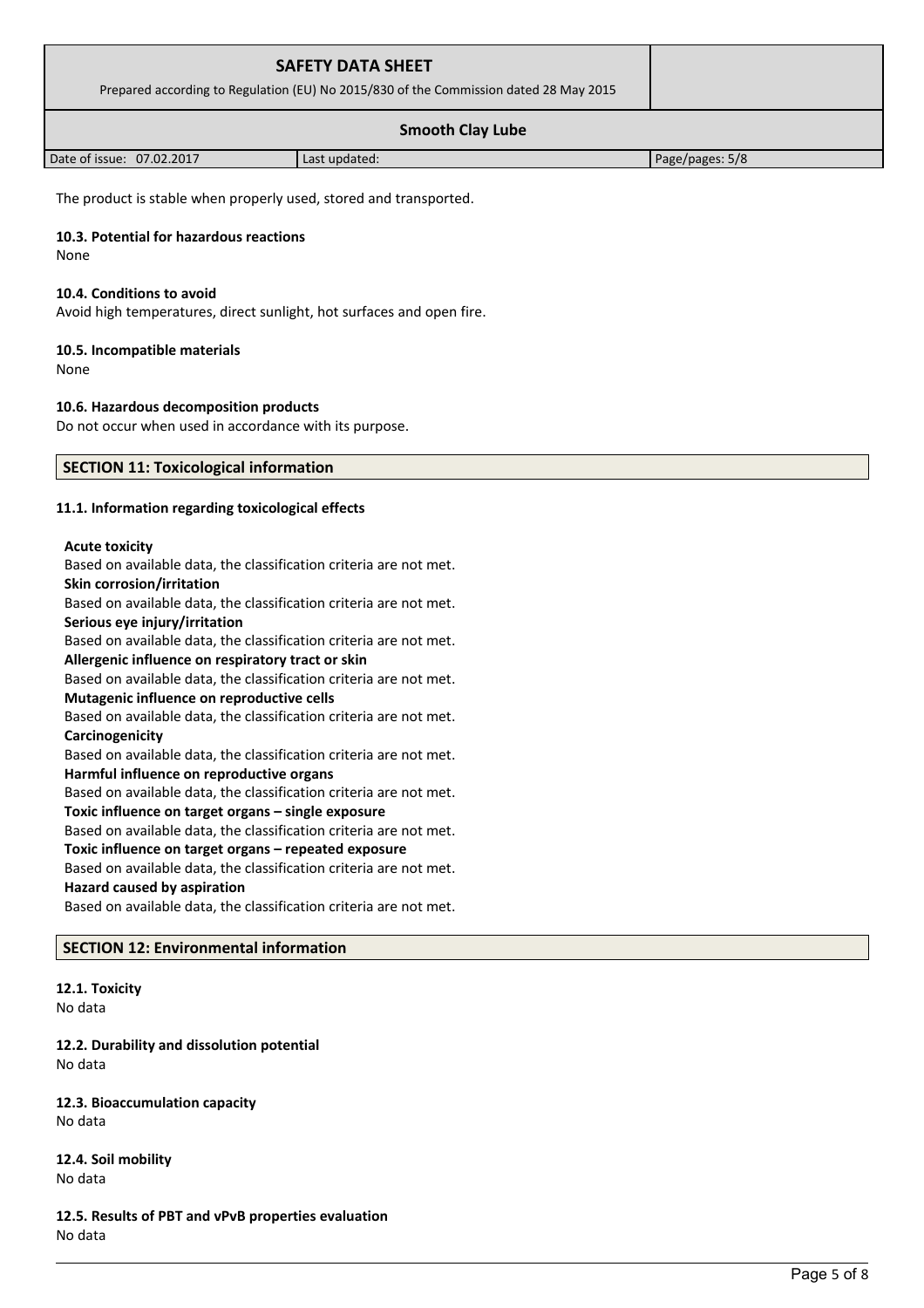The product is stable when properly used, stored and transported.

### 10.3. Potential for hazardous reactions

None

### 10.4. Conditions to avoid

Avoid high temperatures, direct sunlight, hot surfaces and open fire.

### 10.5. Incompatible materials

None

### 10.6. Hazardous decomposition products

Do not occur when used in accordance with its purpose.

## SECTION 11: Toxicological information

### 11.1. Information regarding toxicological effects

**Acute toxicity**
Based on available data, the classification criteria are not met.
**Skin corrosion/irritation**
Based on available data, the classification criteria are not met.
**Serious eye injury/irritation**
Based on available data, the classification criteria are not met.
**Allergenic influence on respiratory tract or skin**
Based on available data, the classification criteria are not met.
**Mutagenic influence on reproductive cells**
Based on available data, the classification criteria are not met.
**Carcinogenicity**
Based on available data, the classification criteria are not met.
**Harmful influence on reproductive organs**
Based on available data, the classification criteria are not met.
**Toxic influence on target organs – single exposure**
Based on available data, the classification criteria are not met.
**Toxic influence on target organs – repeated exposure**
Based on available data, the classification criteria are not met.
**Hazard caused by aspiration**
Based on available data, the classification criteria are not met.

## SECTION 12: Environmental information

### 12.1. Toxicity

No data

### 12.2. Durability and dissolution potential

No data

### 12.3. Bioaccumulation capacity

No data

### 12.4. Soil mobility

No data

### 12.5. Results of PBT and vPvB properties evaluation

No data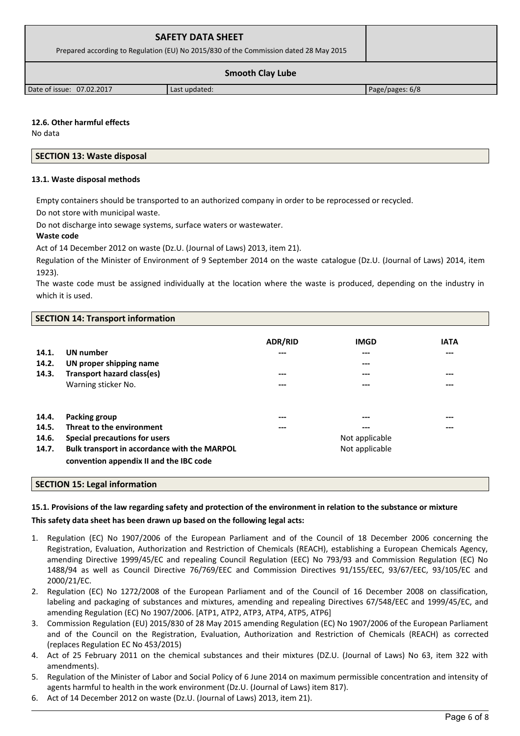#### 12.6. Other harmful effects

No data

## SECTION 13: Waste disposal

#### 13.1. Waste disposal methods

Empty containers should be transported to an authorized company in order to be reprocessed or recycled.

Do not store with municipal waste.

Do not discharge into sewage systems, surface waters or wastewater.

**Waste code**

Act of 14 December 2012 on waste (Dz.U. (Journal of Laws) 2013, item 21).

Regulation of the Minister of Environment of 9 September 2014 on the waste catalogue (Dz.U. (Journal of Laws) 2014, item 1923).

The waste code must be assigned individually at the location where the waste is produced, depending on the industry in which it is used.

## SECTION 14: Transport information

| | | ADR/RID | IMGD | IATA |
|---|---|---|---|---|
| 14.1. | **UN number** | --- | --- | --- |
| 14.2. | **UN proper shipping name** | | --- | |
| 14.3. | **Transport hazard class(es)** | --- | --- | --- |
| | Warning sticker No. | --- | --- | --- |
| 14.4. | **Packing group** | --- | --- | --- |
| 14.5. | **Threat to the environment** | --- | --- | --- |
| 14.6. | **Special precautions for users** | | Not applicable | |
| 14.7. | **Bulk transport in accordance with the MARPOL convention appendix II and the IBC code** | | Not applicable | |

## SECTION 15: Legal information

#### 15.1. Provisions of the law regarding safety and protection of the environment in relation to the substance or mixture

**This safety data sheet has been drawn up based on the following legal acts:**

1. Regulation (EC) No 1907/2006 of the European Parliament and of the Council of 18 December 2006 concerning the Registration, Evaluation, Authorization and Restriction of Chemicals (REACH), establishing a European Chemicals Agency, amending Directive 1999/45/EC and repealing Council Regulation (EEC) No 793/93 and Commission Regulation (EC) No 1488/94 as well as Council Directive 76/769/EEC and Commission Directives 91/155/EEC, 93/67/EEC, 93/105/EC and 2000/21/EC.
2. Regulation (EC) No 1272/2008 of the European Parliament and of the Council of 16 December 2008 on classification, labeling and packaging of substances and mixtures, amending and repealing Directives 67/548/EEC and 1999/45/EC, and amending Regulation (EC) No 1907/2006. [ATP1, ATP2, ATP3, ATP4, ATP5, ATP6]
3. Commission Regulation (EU) 2015/830 of 28 May 2015 amending Regulation (EC) No 1907/2006 of the European Parliament and of the Council on the Registration, Evaluation, Authorization and Restriction of Chemicals (REACH) as corrected (replaces Regulation EC No 453/2015)
4. Act of 25 February 2011 on the chemical substances and their mixtures (DZ.U. (Journal of Laws) No 63, item 322 with amendments).
5. Regulation of the Minister of Labor and Social Policy of 6 June 2014 on maximum permissible concentration and intensity of agents harmful to health in the work environment (Dz.U. (Journal of Laws) item 817).
6. Act of 14 December 2012 on waste (Dz.U. (Journal of Laws) 2013, item 21).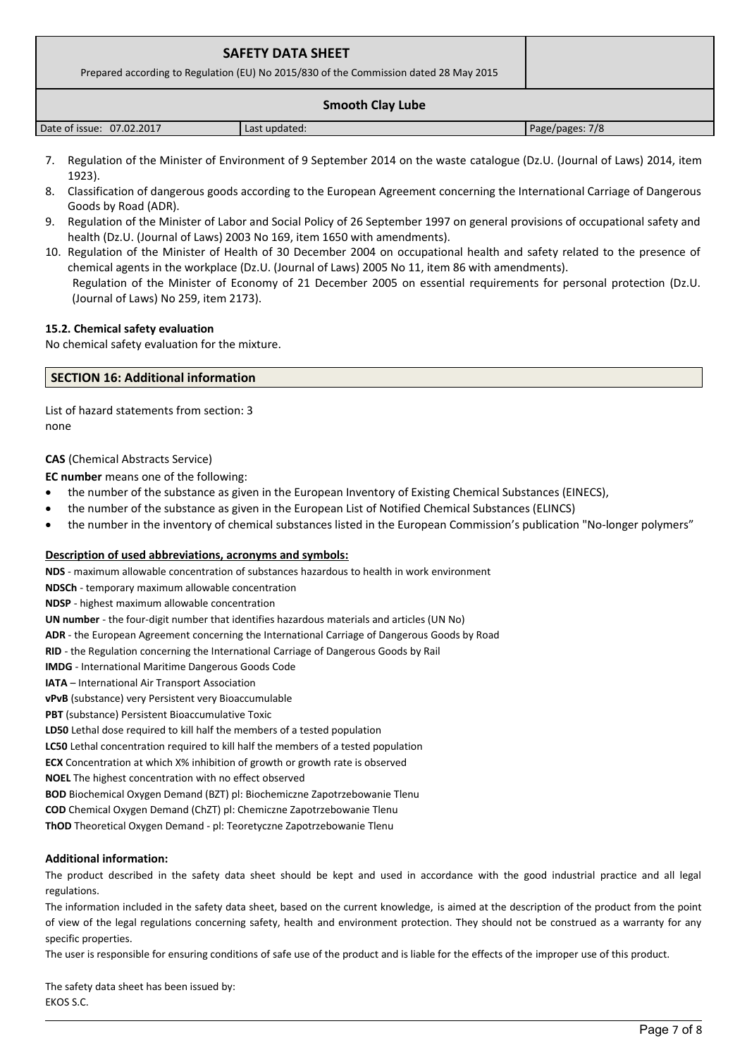7. Regulation of the Minister of Environment of 9 September 2014 on the waste catalogue (Dz.U. (Journal of Laws) 2014, item 1923).
8. Classification of dangerous goods according to the European Agreement concerning the International Carriage of Dangerous Goods by Road (ADR).
9. Regulation of the Minister of Labor and Social Policy of 26 September 1997 on general provisions of occupational safety and health (Dz.U. (Journal of Laws) 2003 No 169, item 1650 with amendments).
10. Regulation of the Minister of Health of 30 December 2004 on occupational health and safety related to the presence of chemical agents in the workplace (Dz.U. (Journal of Laws) 2005 No 11, item 86 with amendments).
    Regulation of the Minister of Economy of 21 December 2005 on essential requirements for personal protection (Dz.U. (Journal of Laws) No 259, item 2173).

**15.2. Chemical safety evaluation**

No chemical safety evaluation for the mixture.

## SECTION 16: Additional information

List of hazard statements from section: 3
none

**CAS** (Chemical Abstracts Service)

**EC number** means one of the following:

- the number of the substance as given in the European Inventory of Existing Chemical Substances (EINECS),
- the number of the substance as given in the European List of Notified Chemical Substances (ELINCS)
- the number in the inventory of chemical substances listed in the European Commission's publication "No-longer polymers"

**Description of used abbreviations, acronyms and symbols:**

**NDS** - maximum allowable concentration of substances hazardous to health in work environment
**NDSCh** - temporary maximum allowable concentration
**NDSP** - highest maximum allowable concentration
**UN number** - the four-digit number that identifies hazardous materials and articles (UN No)
**ADR** - the European Agreement concerning the International Carriage of Dangerous Goods by Road
**RID** - the Regulation concerning the International Carriage of Dangerous Goods by Rail
**IMDG** - International Maritime Dangerous Goods Code
**IATA** – International Air Transport Association
**vPvB** (substance) very Persistent very Bioaccumulable
**PBT** (substance) Persistent Bioaccumulative Toxic
**LD50** Lethal dose required to kill half the members of a tested population
**LC50** Lethal concentration required to kill half the members of a tested population
**ECX** Concentration at which X% inhibition of growth or growth rate is observed
**NOEL** The highest concentration with no effect observed
**BOD** Biochemical Oxygen Demand (BZT) pl: Biochemiczne Zapotrzebowanie Tlenu
**COD** Chemical Oxygen Demand (ChZT) pl: Chemiczne Zapotrzebowanie Tlenu
**ThOD** Theoretical Oxygen Demand - pl: Teoretyczne Zapotrzebowanie Tlenu

**Additional information:**

The product described in the safety data sheet should be kept and used in accordance with the good industrial practice and all legal regulations.

The information included in the safety data sheet, based on the current knowledge, is aimed at the description of the product from the point of view of the legal regulations concerning safety, health and environment protection. They should not be construed as a warranty for any specific properties.

The user is responsible for ensuring conditions of safe use of the product and is liable for the effects of the improper use of this product.

The safety data sheet has been issued by:
EKOS S.C.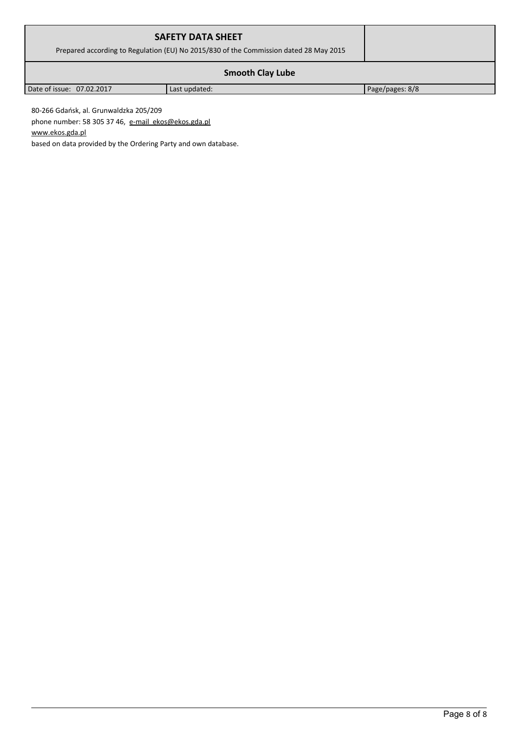80-266 Gdańsk, al. Grunwaldzka 205/209

phone number: 58 305 37 46, e-mail ekos@ekos.gda.pl

www.ekos.gda.pl

based on data provided by the Ordering Party and own database.